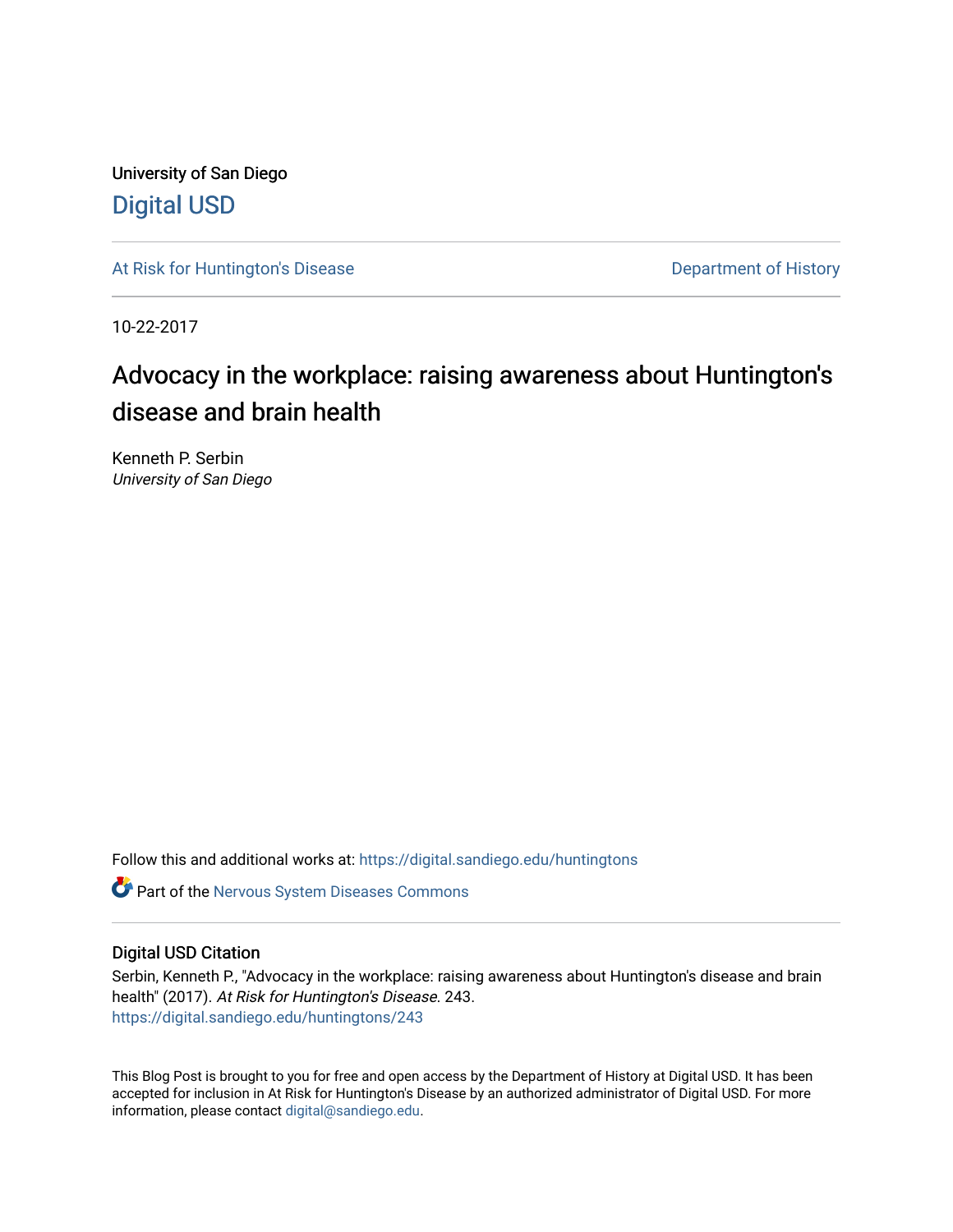University of San Diego

Digital USD

At Risk for Huntington's Disease

Department of History

10-22-2017

# Advocacy in the workplace: raising awareness about Huntington's disease and brain health

Kenneth P. Serbin
*University of San Diego*

Follow this and additional works at: https://digital.sandiego.edu/huntingtons

Part of the Nervous System Diseases Commons

## Digital USD Citation

Serbin, Kenneth P., "Advocacy in the workplace: raising awareness about Huntington's disease and brain health" (2017). *At Risk for Huntington's Disease*. 243.
https://digital.sandiego.edu/huntingtons/243

This Blog Post is brought to you for free and open access by the Department of History at Digital USD. It has been accepted for inclusion in At Risk for Huntington's Disease by an authorized administrator of Digital USD. For more information, please contact digital@sandiego.edu.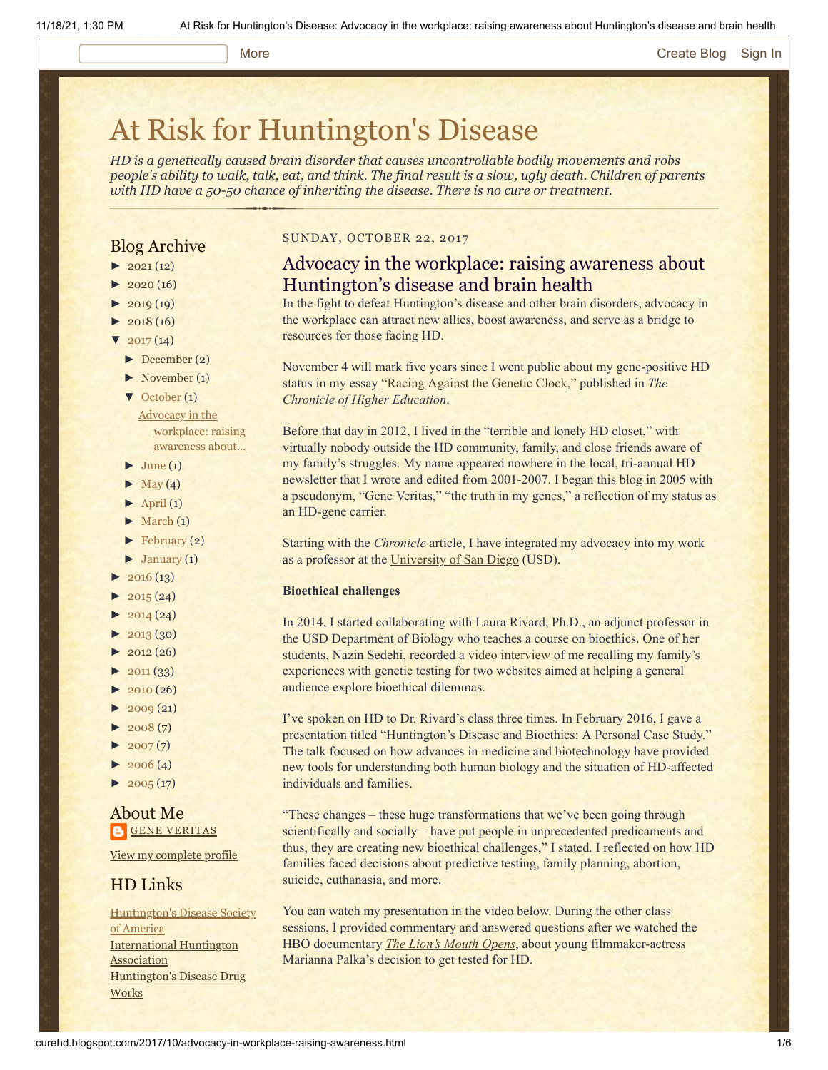# At Risk for Huntington's Disease

*HD is a genetically caused brain disorder that causes uncontrollable bodily movements and robs people's ability to walk, talk, eat, and think. The final result is a slow, ugly death. Children of parents with HD have a 50-50 chance of inheriting the disease. There is no cure or treatment.*

## Blog Archive

- ► 2021 (12)
- ► 2020 (16)
- ► 2019 (19)
- ► 2018 (16)
- ▼ 2017 (14)
  - ► December (2)
  - ► November (1)
  - ▼ October (1)
    - Advocacy in the workplace: raising awareness about...
  - ► June (1)
  - ► May (4)
  - ► April (1)
  - ► March (1)
  - ► February (2)
  - ► January (1)
- ► 2016 (13)
- ► 2015 (24)
- ► 2014 (24)
- ► 2013 (30)
- ► 2012 (26)
- ► 2011 (33)
- ► 2010 (26)
- ► 2009 (21)
- ► 2008 (7)
- ► 2007 (7)
- ► 2006 (4)
- ► 2005 (17)

## About Me

GENE VERITAS

View my complete profile

## HD Links

Huntington's Disease Society of America

International Huntington Association

Huntington's Disease Drug Works

SUNDAY, OCTOBER 22, 2017

## Advocacy in the workplace: raising awareness about Huntington's disease and brain health

In the fight to defeat Huntington's disease and other brain disorders, advocacy in the workplace can attract new allies, boost awareness, and serve as a bridge to resources for those facing HD.

November 4 will mark five years since I went public about my gene-positive HD status in my essay "Racing Against the Genetic Clock," published in *The Chronicle of Higher Education*.

Before that day in 2012, I lived in the "terrible and lonely HD closet," with virtually nobody outside the HD community, family, and close friends aware of my family's struggles. My name appeared nowhere in the local, tri-annual HD newsletter that I wrote and edited from 2001-2007. I began this blog in 2005 with a pseudonym, "Gene Veritas," "the truth in my genes," a reflection of my status as an HD-gene carrier.

Starting with the *Chronicle* article, I have integrated my advocacy into my work as a professor at the University of San Diego (USD).

**Bioethical challenges**

In 2014, I started collaborating with Laura Rivard, Ph.D., an adjunct professor in the USD Department of Biology who teaches a course on bioethics. One of her students, Nazin Sedehi, recorded a video interview of me recalling my family's experiences with genetic testing for two websites aimed at helping a general audience explore bioethical dilemmas.

I've spoken on HD to Dr. Rivard's class three times. In February 2016, I gave a presentation titled "Huntington's Disease and Bioethics: A Personal Case Study." The talk focused on how advances in medicine and biotechnology have provided new tools for understanding both human biology and the situation of HD-affected individuals and families.

"These changes – these huge transformations that we've been going through scientifically and socially – have put people in unprecedented predicaments and thus, they are creating new bioethical challenges," I stated. I reflected on how HD families faced decisions about predictive testing, family planning, abortion, suicide, euthanasia, and more.

You can watch my presentation in the video below. During the other class sessions, I provided commentary and answered questions after we watched the HBO documentary *The Lion's Mouth Opens*, about young filmmaker-actress Marianna Palka's decision to get tested for HD.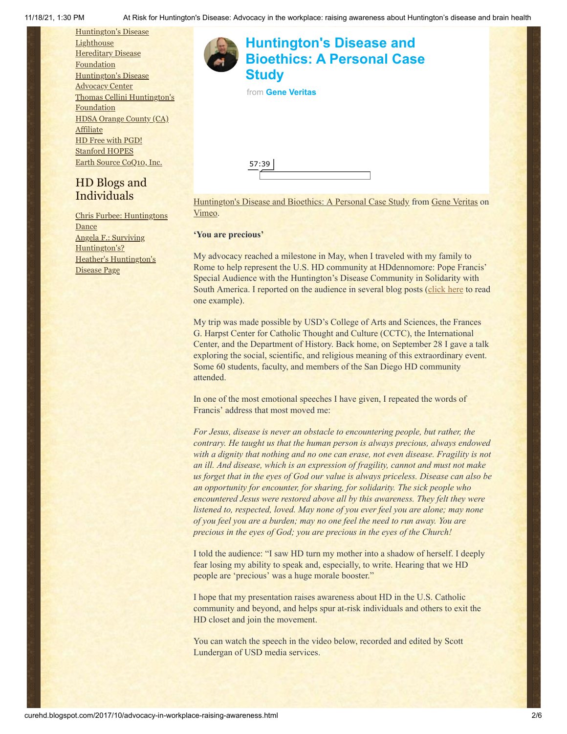Huntington's Disease Lighthouse
Hereditary Disease Foundation
Huntington's Disease Advocacy Center
Thomas Cellini Huntington's Foundation
HDSA Orange County (CA) Affiliate
HD Free with PGD!
Stanford HOPES
Earth Source CoQ10, Inc.

## HD Blogs and Individuals

Chris Furbee: Huntingtons Dance
Angela F.: Surviving Huntington's?
Heather's Huntington's Disease Page

## Huntington's Disease and Bioethics: A Personal Case Study

from **Gene Veritas**

57:39

Huntington's Disease and Bioethics: A Personal Case Study from Gene Veritas on Vimeo.

**'You are precious'**

My advocacy reached a milestone in May, when I traveled with my family to Rome to help represent the U.S. HD community at HDdennomore: Pope Francis' Special Audience with the Huntington's Disease Community in Solidarity with South America. I reported on the audience in several blog posts (click here to read one example).

My trip was made possible by USD's College of Arts and Sciences, the Frances G. Harpst Center for Catholic Thought and Culture (CCTC), the International Center, and the Department of History. Back home, on September 28 I gave a talk exploring the social, scientific, and religious meaning of this extraordinary event. Some 60 students, faculty, and members of the San Diego HD community attended.

In one of the most emotional speeches I have given, I repeated the words of Francis' address that most moved me:

*For Jesus, disease is never an obstacle to encountering people, but rather, the contrary. He taught us that the human person is always precious, always endowed with a dignity that nothing and no one can erase, not even disease. Fragility is not an ill. And disease, which is an expression of fragility, cannot and must not make us forget that in the eyes of God our value is always priceless. Disease can also be an opportunity for encounter, for sharing, for solidarity. The sick people who encountered Jesus were restored above all by this awareness. They felt they were listened to, respected, loved. May none of you ever feel you are alone; may none of you feel you are a burden; may no one feel the need to run away. You are precious in the eyes of God; you are precious in the eyes of the Church!*

I told the audience: "I saw HD turn my mother into a shadow of herself. I deeply fear losing my ability to speak and, especially, to write. Hearing that we HD people are 'precious' was a huge morale booster."

I hope that my presentation raises awareness about HD in the U.S. Catholic community and beyond, and helps spur at-risk individuals and others to exit the HD closet and join the movement.

You can watch the speech in the video below, recorded and edited by Scott Lundergan of USD media services.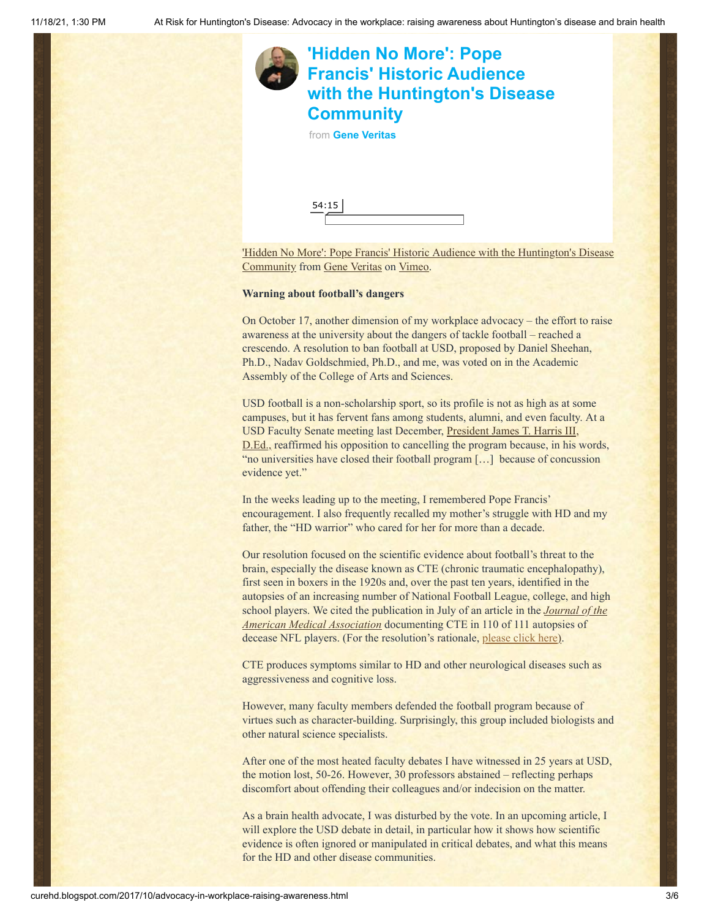## 'Hidden No More': Pope Francis' Historic Audience with the Huntington's Disease Community

from **Gene Veritas**

54:15

'Hidden No More': Pope Francis' Historic Audience with the Huntington's Disease Community from Gene Veritas on Vimeo.

**Warning about football's dangers**

On October 17, another dimension of my workplace advocacy – the effort to raise awareness at the university about the dangers of tackle football – reached a crescendo. A resolution to ban football at USD, proposed by Daniel Sheehan, Ph.D., Nadav Goldschmied, Ph.D., and me, was voted on in the Academic Assembly of the College of Arts and Sciences.

USD football is a non-scholarship sport, so its profile is not as high as at some campuses, but it has fervent fans among students, alumni, and even faculty. At a USD Faculty Senate meeting last December, President James T. Harris III, D.Ed., reaffirmed his opposition to cancelling the program because, in his words, "no universities have closed their football program […] because of concussion evidence yet."

In the weeks leading up to the meeting, I remembered Pope Francis' encouragement. I also frequently recalled my mother's struggle with HD and my father, the "HD warrior" who cared for her for more than a decade.

Our resolution focused on the scientific evidence about football's threat to the brain, especially the disease known as CTE (chronic traumatic encephalopathy), first seen in boxers in the 1920s and, over the past ten years, identified in the autopsies of an increasing number of National Football League, college, and high school players. We cited the publication in July of an article in the *Journal of the American Medical Association* documenting CTE in 110 of 111 autopsies of decease NFL players. (For the resolution's rationale, please click here).

CTE produces symptoms similar to HD and other neurological diseases such as aggressiveness and cognitive loss.

However, many faculty members defended the football program because of virtues such as character-building. Surprisingly, this group included biologists and other natural science specialists.

After one of the most heated faculty debates I have witnessed in 25 years at USD, the motion lost, 50-26. However, 30 professors abstained – reflecting perhaps discomfort about offending their colleagues and/or indecision on the matter.

As a brain health advocate, I was disturbed by the vote. In an upcoming article, I will explore the USD debate in detail, in particular how it shows how scientific evidence is often ignored or manipulated in critical debates, and what this means for the HD and other disease communities.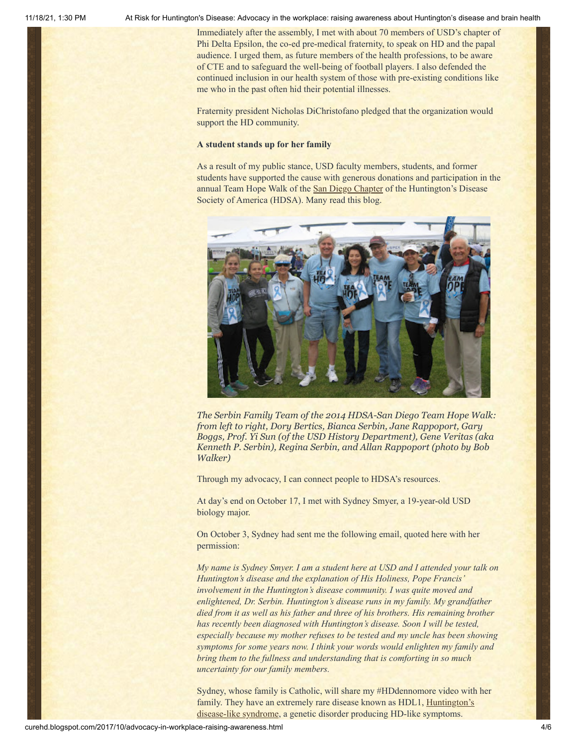Immediately after the assembly, I met with about 70 members of USD's chapter of Phi Delta Epsilon, the co-ed pre-medical fraternity, to speak on HD and the papal audience. I urged them, as future members of the health professions, to be aware of CTE and to safeguard the well-being of football players. I also defended the continued inclusion in our health system of those with pre-existing conditions like me who in the past often hid their potential illnesses.

Fraternity president Nicholas DiChristofano pledged that the organization would support the HD community.

**A student stands up for her family**

As a result of my public stance, USD faculty members, students, and former students have supported the cause with generous donations and participation in the annual Team Hope Walk of the San Diego Chapter of the Huntington's Disease Society of America (HDSA). Many read this blog.

*The Serbin Family Team of the 2014 HDSA-San Diego Team Hope Walk: from left to right, Dory Bertics, Bianca Serbin, Jane Rappoport, Gary Boggs, Prof. Yi Sun (of the USD History Department), Gene Veritas (aka Kenneth P. Serbin), Regina Serbin, and Allan Rappoport (photo by Bob Walker)*

Through my advocacy, I can connect people to HDSA's resources.

At day's end on October 17, I met with Sydney Smyer, a 19-year-old USD biology major.

On October 3, Sydney had sent me the following email, quoted here with her permission:

*My name is Sydney Smyer. I am a student here at USD and I attended your talk on Huntington's disease and the explanation of His Holiness, Pope Francis' involvement in the Huntington's disease community. I was quite moved and enlightened, Dr. Serbin. Huntington's disease runs in my family. My grandfather died from it as well as his father and three of his brothers. His remaining brother has recently been diagnosed with Huntington's disease. Soon I will be tested, especially because my mother refuses to be tested and my uncle has been showing symptoms for some years now. I think your words would enlighten my family and bring them to the fullness and understanding that is comforting in so much uncertainty for our family members.*

Sydney, whose family is Catholic, will share my #HDdennomore video with her family. They have an extremely rare disease known as HDL1, Huntington's disease-like syndrome, a genetic disorder producing HD-like symptoms.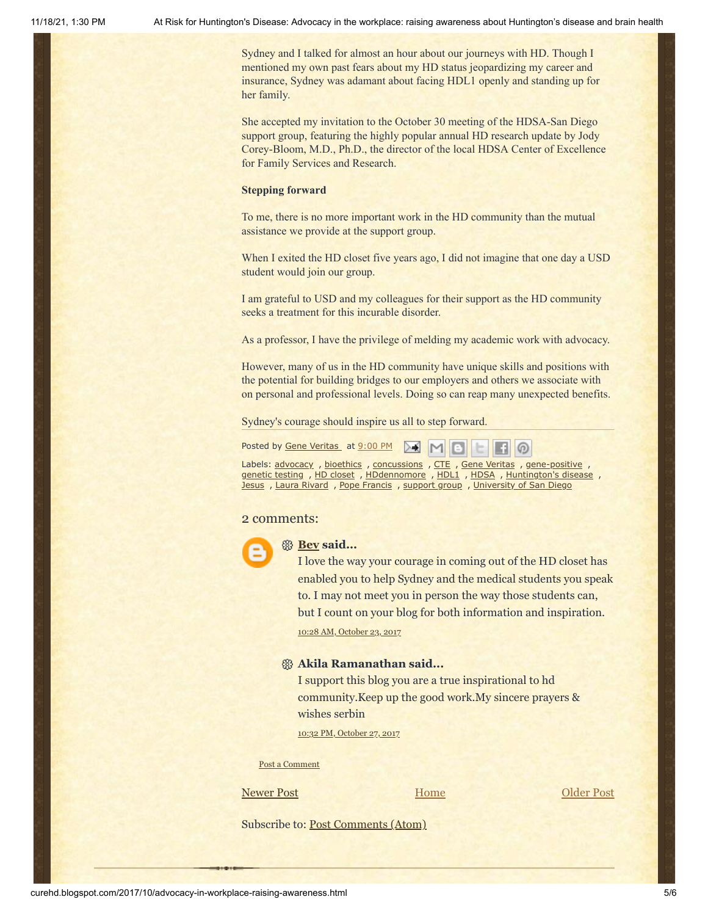Sydney and I talked for almost an hour about our journeys with HD. Though I mentioned my own past fears about my HD status jeopardizing my career and insurance, Sydney was adamant about facing HDL1 openly and standing up for her family.

She accepted my invitation to the October 30 meeting of the HDSA-San Diego support group, featuring the highly popular annual HD research update by Jody Corey-Bloom, M.D., Ph.D., the director of the local HDSA Center of Excellence for Family Services and Research.

**Stepping forward**

To me, there is no more important work in the HD community than the mutual assistance we provide at the support group.

When I exited the HD closet five years ago, I did not imagine that one day a USD student would join our group.

I am grateful to USD and my colleagues for their support as the HD community seeks a treatment for this incurable disorder.

As a professor, I have the privilege of melding my academic work with advocacy.

However, many of us in the HD community have unique skills and positions with the potential for building bridges to our employers and others we associate with on personal and professional levels. Doing so can reap many unexpected benefits.

Sydney's courage should inspire us all to step forward.

Posted by Gene Veritas at 9:00 PM

Labels: advocacy , bioethics , concussions , CTE , Gene Veritas , gene-positive , genetic testing , HD closet , HDdennomore , HDL1 , HDSA , Huntington's disease , Jesus , Laura Rivard , Pope Francis , support group , University of San Diego

## 2 comments:

**Bev said...**

I love the way your courage in coming out of the HD closet has enabled you to help Sydney and the medical students you speak to. I may not meet you in person the way those students can, but I count on your blog for both information and inspiration.

10:28 AM, October 23, 2017

**Akila Ramanathan said...**

I support this blog you are a true inspirational to hd community.Keep up the good work.My sincere prayers & wishes serbin

10:32 PM, October 27, 2017

Post a Comment

Newer Post | Home | Older Post

Subscribe to: Post Comments (Atom)